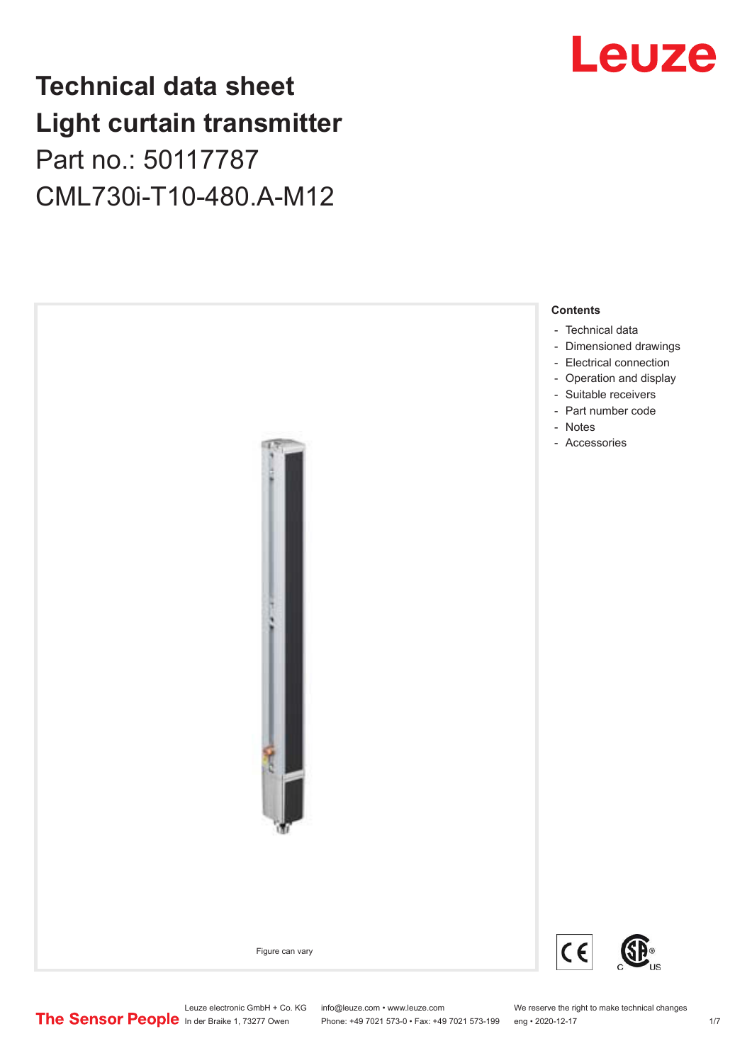# Technical data sheet
# Light curtain transmitter
## Part no.: 50117787
## CML730i-T10-480.A-M12

Figure can vary

**Contents**

- Technical data
- Dimensioned drawings
- Electrical connection
- Operation and display
- Suitable receivers
- Part number code
- Notes
- Accessories

Leuze electronic GmbH + Co. KG
In der Braike 1, 73277 Owen

info@leuze.com • www.leuze.com
Phone: +49 7021 573-0 • Fax: +49 7021 573-199

We reserve the right to make technical changes
eng • 2020-12-17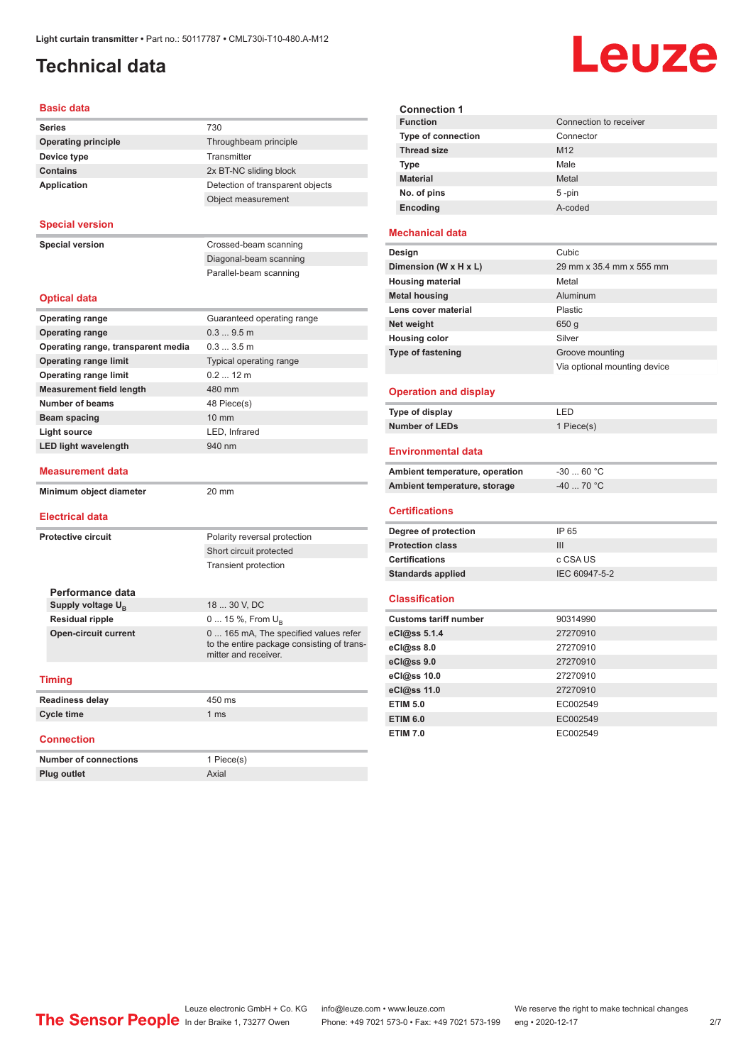# Technical data

## Basic data

| | |
|---|---|
| **Series** | 730 |
| **Operating principle** | Throughbeam principle |
| **Device type** | Transmitter |
| **Contains** | 2x BT-NC sliding block |
| **Application** | Detection of transparent objects |
| | Object measurement |

## Special version

| | |
|---|---|
| **Special version** | Crossed-beam scanning |
| | Diagonal-beam scanning |
| | Parallel-beam scanning |

## Optical data

| | |
|---|---|
| **Operating range** | Guaranteed operating range |
| **Operating range** | 0.3 ... 9.5 m |
| **Operating range, transparent media** | 0.3 ... 3.5 m |
| **Operating range limit** | Typical operating range |
| **Operating range limit** | 0.2 ... 12 m |
| **Measurement field length** | 480 mm |
| **Number of beams** | 48 Piece(s) |
| **Beam spacing** | 10 mm |
| **Light source** | LED, Infrared |
| **LED light wavelength** | 940 nm |

## Measurement data

| | |
|---|---|
| **Minimum object diameter** | 20 mm |

## Electrical data

| | |
|---|---|
| **Protective circuit** | Polarity reversal protection |
| | Short circuit protected |
| | Transient protection |

### Performance data

| | |
|---|---|
| **Supply voltage $U_B$** | 18 ... 30 V, DC |
| **Residual ripple** | 0 ... 15 %, From $U_B$ |
| **Open-circuit current** | 0 ... 165 mA, The specified values refer to the entire package consisting of transmitter and receiver. |

## Timing

| | |
|---|---|
| **Readiness delay** | 450 ms |
| **Cycle time** | 1 ms |

## Connection

| | |
|---|---|
| **Number of connections** | 1 Piece(s) |
| **Plug outlet** | Axial |

### Connection 1

| | |
|---|---|
| **Function** | Connection to receiver |
| **Type of connection** | Connector |
| **Thread size** | M12 |
| **Type** | Male |
| **Material** | Metal |
| **No. of pins** | 5 -pin |
| **Encoding** | A-coded |

## Mechanical data

| | |
|---|---|
| **Design** | Cubic |
| **Dimension (W x H x L)** | 29 mm x 35.4 mm x 555 mm |
| **Housing material** | Metal |
| **Metal housing** | Aluminum |
| **Lens cover material** | Plastic |
| **Net weight** | 650 g |
| **Housing color** | Silver |
| **Type of fastening** | Groove mounting |
| | Via optional mounting device |

## Operation and display

| | |
|---|---|
| **Type of display** | LED |
| **Number of LEDs** | 1 Piece(s) |

## Environmental data

| | |
|---|---|
| **Ambient temperature, operation** | -30 ... 60 °C |
| **Ambient temperature, storage** | -40 ... 70 °C |

## Certifications

| | |
|---|---|
| **Degree of protection** | IP 65 |
| **Protection class** | III |
| **Certifications** | c CSA US |
| **Standards applied** | IEC 60947-5-2 |

## Classification

| | |
|---|---|
| **Customs tariff number** | 90314990 |
| **eCl@ss 5.1.4** | 27270910 |
| **eCl@ss 8.0** | 27270910 |
| **eCl@ss 9.0** | 27270910 |
| **eCl@ss 10.0** | 27270910 |
| **eCl@ss 11.0** | 27270910 |
| **ETIM 5.0** | EC002549 |
| **ETIM 6.0** | EC002549 |
| **ETIM 7.0** | EC002549 |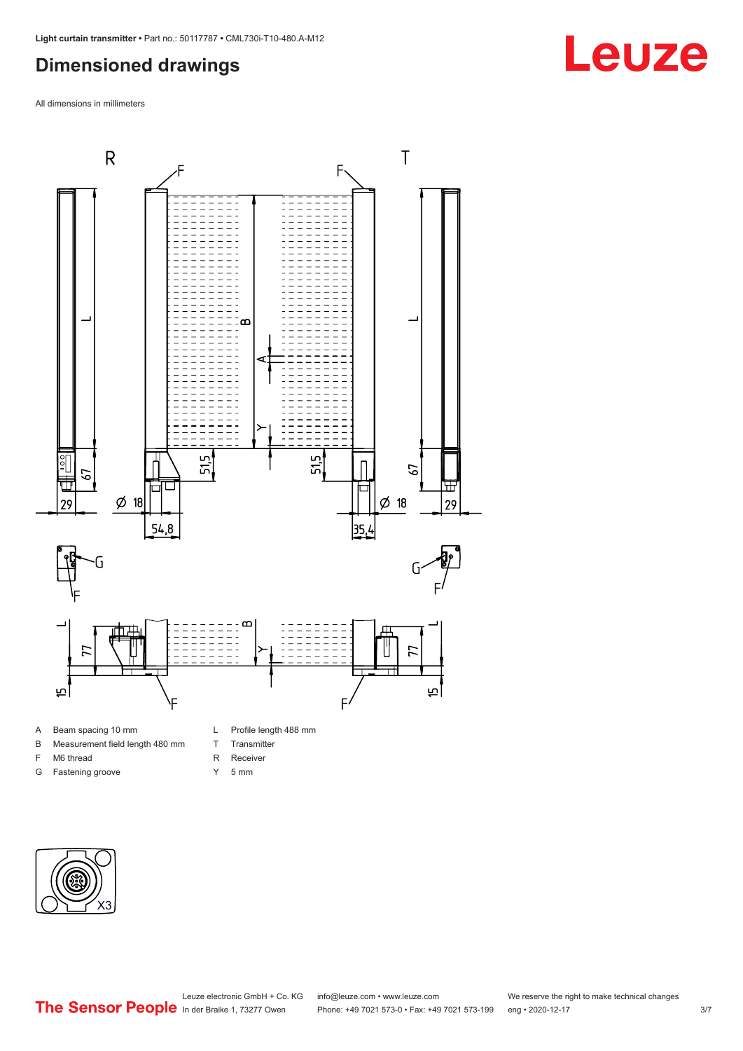# Dimensioned drawings

All dimensions in millimeters

A Beam spacing 10 mm

B Measurement field length 480 mm

F M6 thread

G Fastening groove

L Profile length 488 mm

T Transmitter

R Receiver

Y 5 mm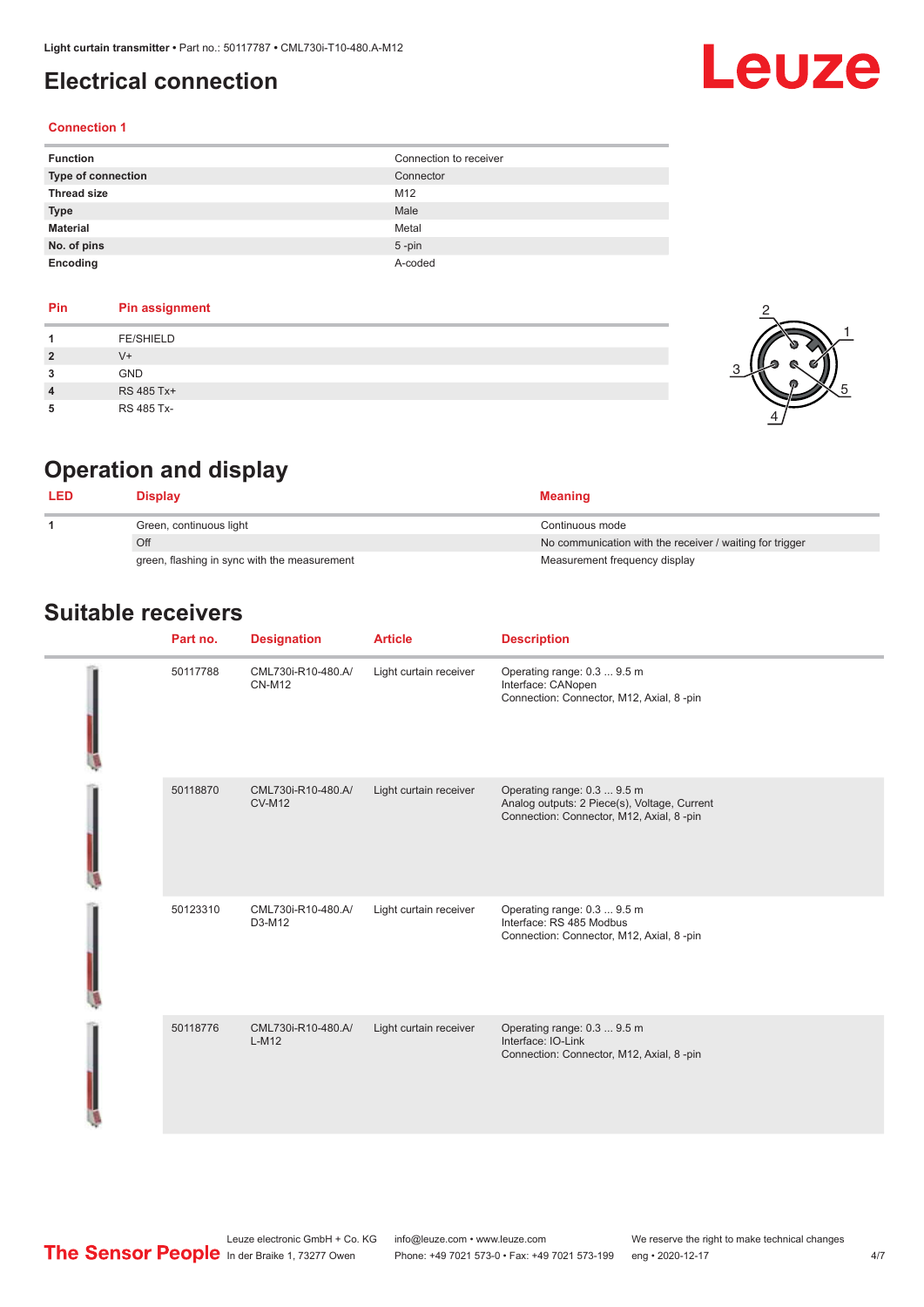# Electrical connection

### Connection 1

| Function | Connection to receiver |
|---|---|
| Type of connection | Connector |
| Thread size | M12 |
| Type | Male |
| Material | Metal |
| No. of pins | 5 -pin |
| Encoding | A-coded |

| Pin | Pin assignment |
|---|---|
| 1 | FE/SHIELD |
| 2 | V+ |
| 3 | GND |
| 4 | RS 485 Tx+ |
| 5 | RS 485 Tx- |

# Operation and display

| LED | Display | Meaning |
|---|---|---|
| 1 | Green, continuous light | Continuous mode |
| | Off | No communication with the receiver / waiting for trigger |
| | green, flashing in sync with the measurement | Measurement frequency display |

# Suitable receivers

| Part no. | Designation | Article | Description |
|---|---|---|---|
| 50117788 | CML730i-R10-480.A/CN-M12 | Light curtain receiver | Operating range: 0.3 ... 9.5 m<br>Interface: CANopen<br>Connection: Connector, M12, Axial, 8 -pin |
| 50118870 | CML730i-R10-480.A/CV-M12 | Light curtain receiver | Operating range: 0.3 ... 9.5 m<br>Analog outputs: 2 Piece(s), Voltage, Current<br>Connection: Connector, M12, Axial, 8 -pin |
| 50123310 | CML730i-R10-480.A/D3-M12 | Light curtain receiver | Operating range: 0.3 ... 9.5 m<br>Interface: RS 485 Modbus<br>Connection: Connector, M12, Axial, 8 -pin |
| 50118776 | CML730i-R10-480.A/L-M12 | Light curtain receiver | Operating range: 0.3 ... 9.5 m<br>Interface: IO-Link<br>Connection: Connector, M12, Axial, 8 -pin |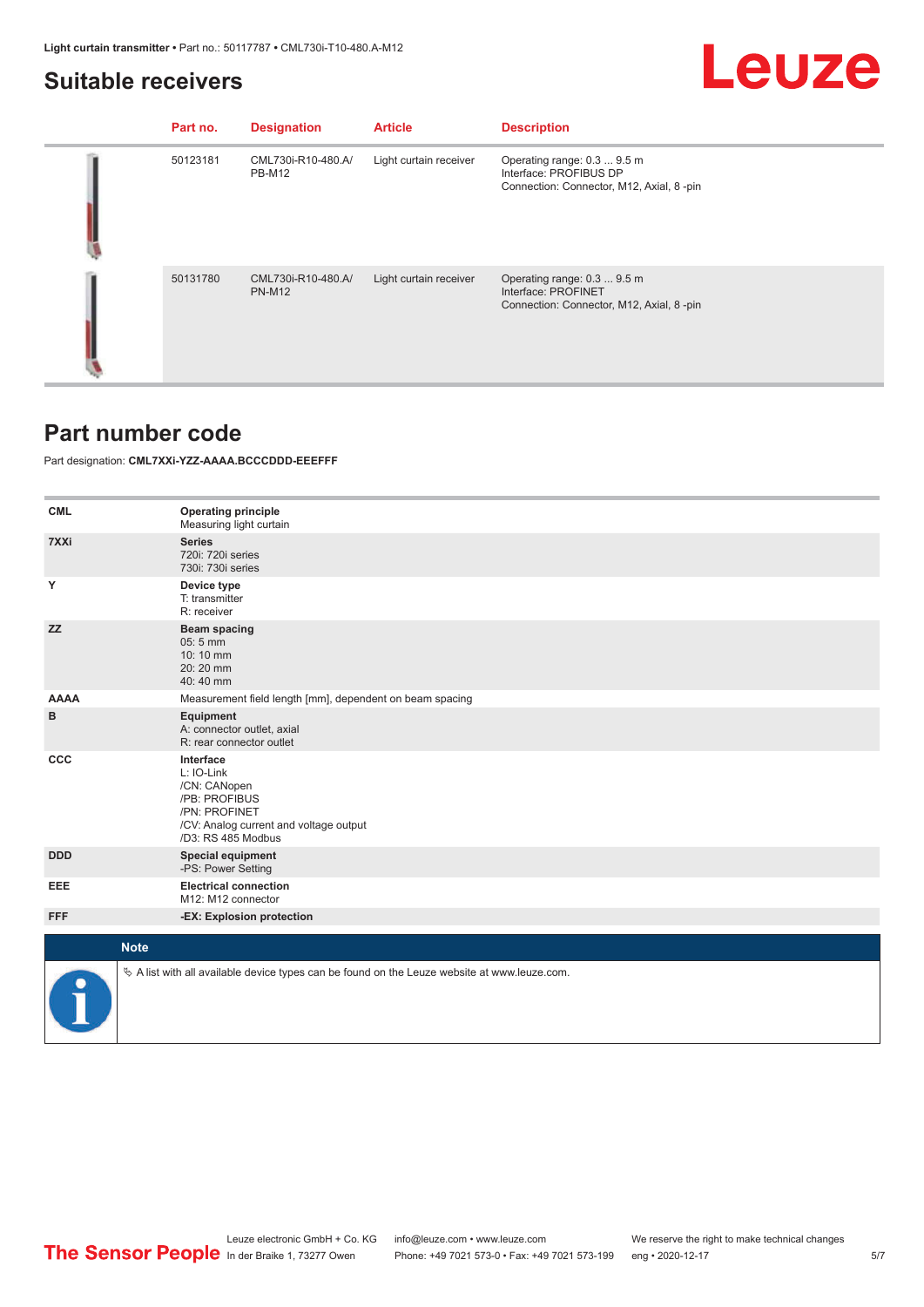## Suitable receivers

| | Part no. | Designation | Article | Description |
|---|---|---|---|---|
| | 50123181 | CML730i-R10-480.A/PB-M12 | Light curtain receiver | Operating range: 0.3 ... 9.5 m<br>Interface: PROFIBUS DP<br>Connection: Connector, M12, Axial, 8 -pin |
| | 50131780 | CML730i-R10-480.A/PN-M12 | Light curtain receiver | Operating range: 0.3 ... 9.5 m<br>Interface: PROFINET<br>Connection: Connector, M12, Axial, 8 -pin |

## Part number code

Part designation: **CML7XXi-YZZ-AAAA.BCCCDDD-EEEFFF**

| | |
|---|---|
| **CML** | **Operating principle**<br>Measuring light curtain |
| **7XXi** | **Series**<br>720i: 720i series<br>730i: 730i series |
| **Y** | **Device type**<br>T: transmitter<br>R: receiver |
| **ZZ** | **Beam spacing**<br>05: 5 mm<br>10: 10 mm<br>20: 20 mm<br>40: 40 mm |
| **AAAA** | Measurement field length [mm], dependent on beam spacing |
| **B** | **Equipment**<br>A: connector outlet, axial<br>R: rear connector outlet |
| **CCC** | **Interface**<br>L: IO-Link<br>/CN: CANopen<br>/PB: PROFIBUS<br>/PN: PROFINET<br>/CV: Analog current and voltage output<br>/D3: RS 485 Modbus |
| **DDD** | **Special equipment**<br>-PS: Power Setting |
| **EEE** | **Electrical connection**<br>M12: M12 connector |
| **FFF** | **-EX: Explosion protection** |

**Note**

↳ A list with all available device types can be found on the Leuze website at www.leuze.com.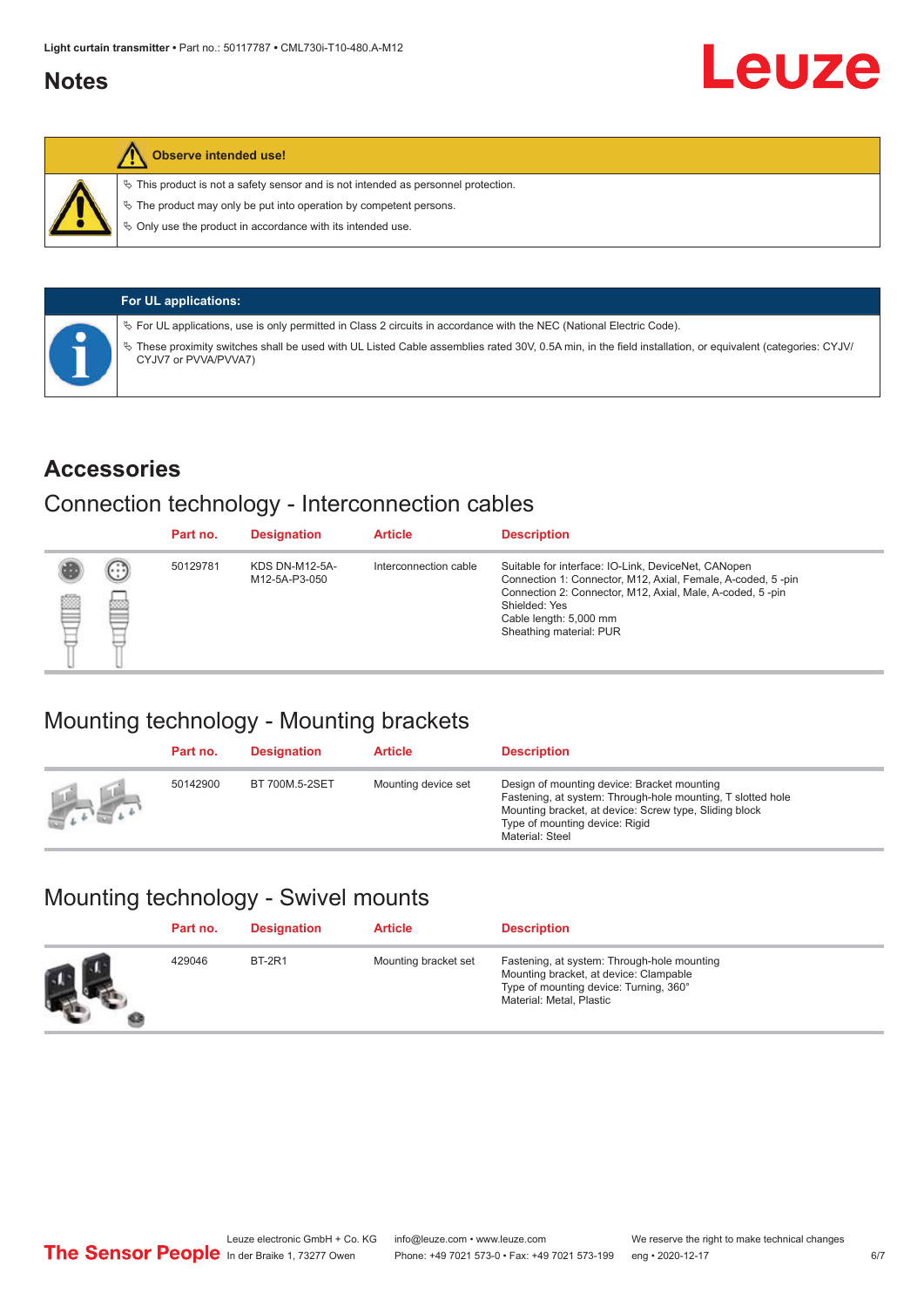## Notes

**Observe intended use!**

- ✎ This product is not a safety sensor and is not intended as personnel protection.
- ✎ The product may only be put into operation by competent persons.
- ✎ Only use the product in accordance with its intended use.

**For UL applications:**

- ✎ For UL applications, use is only permitted in Class 2 circuits in accordance with the NEC (National Electric Code).
- ✎ These proximity switches shall be used with UL Listed Cable assemblies rated 30V, 0.5A min, in the field installation, or equivalent (categories: CYJV/CYJV7 or PVVA/PVVA7)

## Accessories

### Connection technology - Interconnection cables

| Part no. | Designation | Article | Description |
|---|---|---|---|
| 50129781 | KDS DN-M12-5A-M12-5A-P3-050 | Interconnection cable | Suitable for interface: IO-Link, DeviceNet, CANopen<br>Connection 1: Connector, M12, Axial, Female, A-coded, 5 -pin<br>Connection 2: Connector, M12, Axial, Male, A-coded, 5 -pin<br>Shielded: Yes<br>Cable length: 5,000 mm<br>Sheathing material: PUR |

### Mounting technology - Mounting brackets

| Part no. | Designation | Article | Description |
|---|---|---|---|
| 50142900 | BT 700M.5-2SET | Mounting device set | Design of mounting device: Bracket mounting<br>Fastening, at system: Through-hole mounting, T slotted hole<br>Mounting bracket, at device: Screw type, Sliding block<br>Type of mounting device: Rigid<br>Material: Steel |

### Mounting technology - Swivel mounts

| Part no. | Designation | Article | Description |
|---|---|---|---|
| 429046 | BT-2R1 | Mounting bracket set | Fastening, at system: Through-hole mounting<br>Mounting bracket, at device: Clampable<br>Type of mounting device: Turning, 360°<br>Material: Metal, Plastic |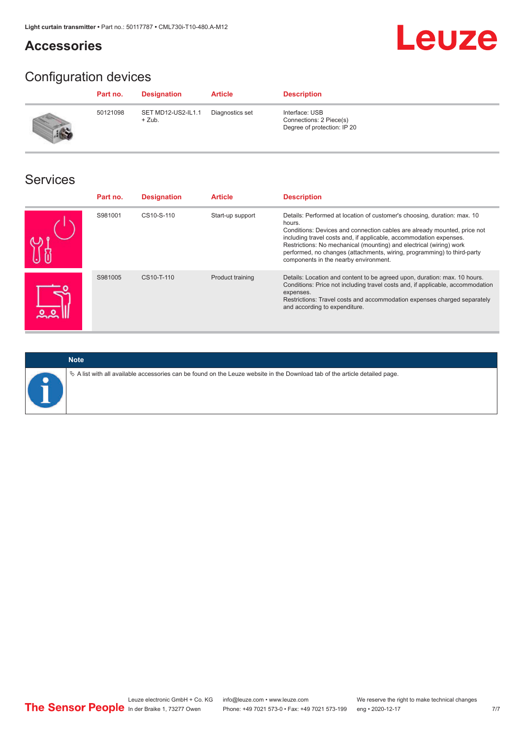## Accessories

### Configuration devices

| | Part no. | Designation | Article | Description |
|---|---|---|---|---|
| | 50121098 | SET MD12-US2-IL1.1 + Zub. | Diagnostics set | Interface: USB<br>Connections: 2 Piece(s)<br>Degree of protection: IP 20 |

### Services

| | Part no. | Designation | Article | Description |
|---|---|---|---|---|
| | S981001 | CS10-S-110 | Start-up support | Details: Performed at location of customer's choosing, duration: max. 10 hours.<br>Conditions: Devices and connection cables are already mounted, price not including travel costs and, if applicable, accommodation expenses.<br>Restrictions: No mechanical (mounting) and electrical (wiring) work performed, no changes (attachments, wiring, programming) to third-party components in the nearby environment. |
| | S981005 | CS10-T-110 | Product training | Details: Location and content to be agreed upon, duration: max. 10 hours.<br>Conditions: Price not including travel costs and, if applicable, accommodation expenses.<br>Restrictions: Travel costs and accommodation expenses charged separately and according to expenditure. |

**Note**

↳ A list with all available accessories can be found on the Leuze website in the Download tab of the article detailed page.